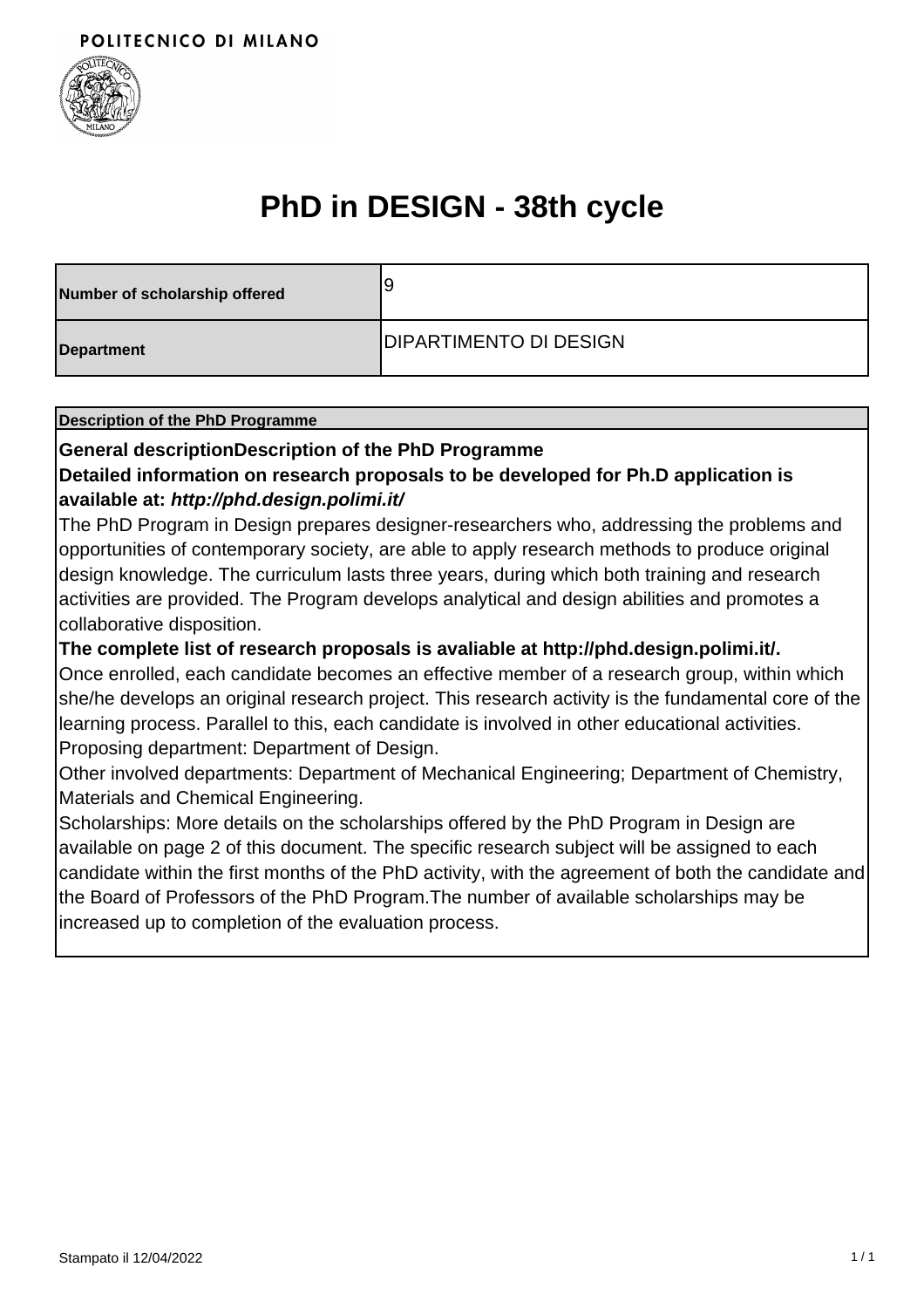POLITECNICO DI MILANO

# PhD in DESIGN - 38th cycle

| Number of scholarship offered | 9 |
|---|---|
| Department | DIPARTIMENTO DI DESIGN |

**Description of the PhD Programme**

**General descriptionDescription of the PhD Programme**

**Detailed information on research proposals to be developed for Ph.D application is available at: *http://phd.design.polimi.it/***

The PhD Program in Design prepares designer-researchers who, addressing the problems and opportunities of contemporary society, are able to apply research methods to produce original design knowledge. The curriculum lasts three years, during which both training and research activities are provided. The Program develops analytical and design abilities and promotes a collaborative disposition.

**The complete list of research proposals is avaliable at http://phd.design.polimi.it/.**

Once enrolled, each candidate becomes an effective member of a research group, within which she/he develops an original research project. This research activity is the fundamental core of the learning process. Parallel to this, each candidate is involved in other educational activities.

Proposing department: Department of Design.

Other involved departments: Department of Mechanical Engineering; Department of Chemistry, Materials and Chemical Engineering.

Scholarships: More details on the scholarships offered by the PhD Program in Design are available on page 2 of this document. The specific research subject will be assigned to each candidate within the first months of the PhD activity, with the agreement of both the candidate and the Board of Professors of the PhD Program.The number of available scholarships may be increased up to completion of the evaluation process.

Stampato il 12/04/2022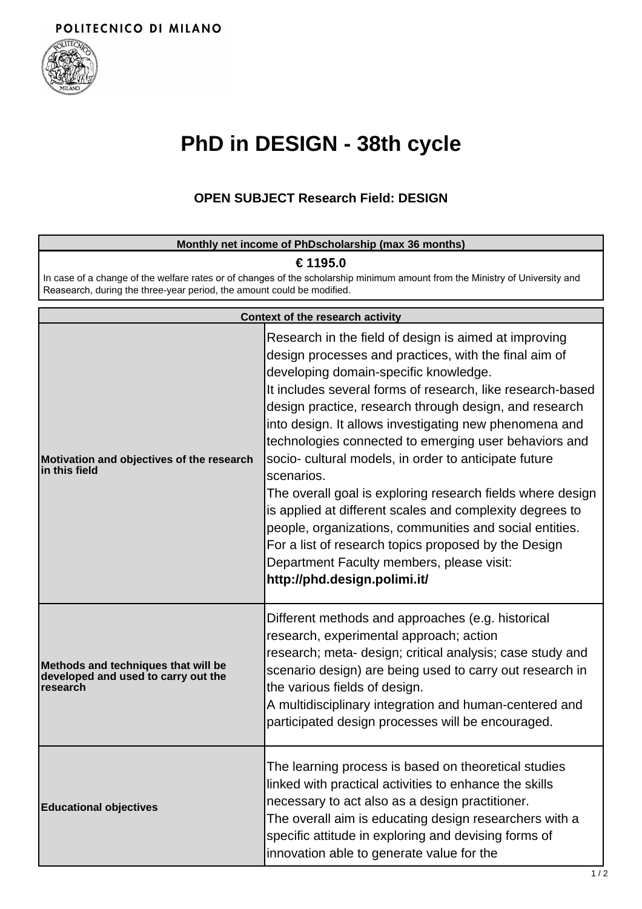POLITECNICO DI MILANO

# PhD in DESIGN - 38th cycle

### OPEN SUBJECT Research Field: DESIGN

| Monthly net income of PhDscholarship (max 36 months) |
|---|
| **€ 1195.0**<br>In case of a change of the welfare rates or of changes of the scholarship minimum amount from the Ministry of University and Reasearch, during the three-year period, the amount could be modified. |

| Context of the research activity | |
|---|---|
| **Motivation and objectives of the research in this field** | Research in the field of design is aimed at improving design processes and practices, with the final aim of developing domain-specific knowledge.<br>It includes several forms of research, like research-based design practice, research through design, and research into design. It allows investigating new phenomena and technologies connected to emerging user behaviors and socio- cultural models, in order to anticipate future scenarios.<br>The overall goal is exploring research fields where design is applied at different scales and complexity degrees to people, organizations, communities and social entities.<br>For a list of research topics proposed by the Design Department Faculty members, please visit:<br>**http://phd.design.polimi.it/** |
| **Methods and techniques that will be developed and used to carry out the research** | Different methods and approaches (e.g. historical research, experimental approach; action research; meta- design; critical analysis; case study and scenario design) are being used to carry out research in the various fields of design.<br>A multidisciplinary integration and human-centered and participated design processes will be encouraged. |
| **Educational objectives** | The learning process is based on theoretical studies linked with practical activities to enhance the skills necessary to act also as a design practitioner.<br>The overall aim is educating design researchers with a specific attitude in exploring and devising forms of innovation able to generate value for the |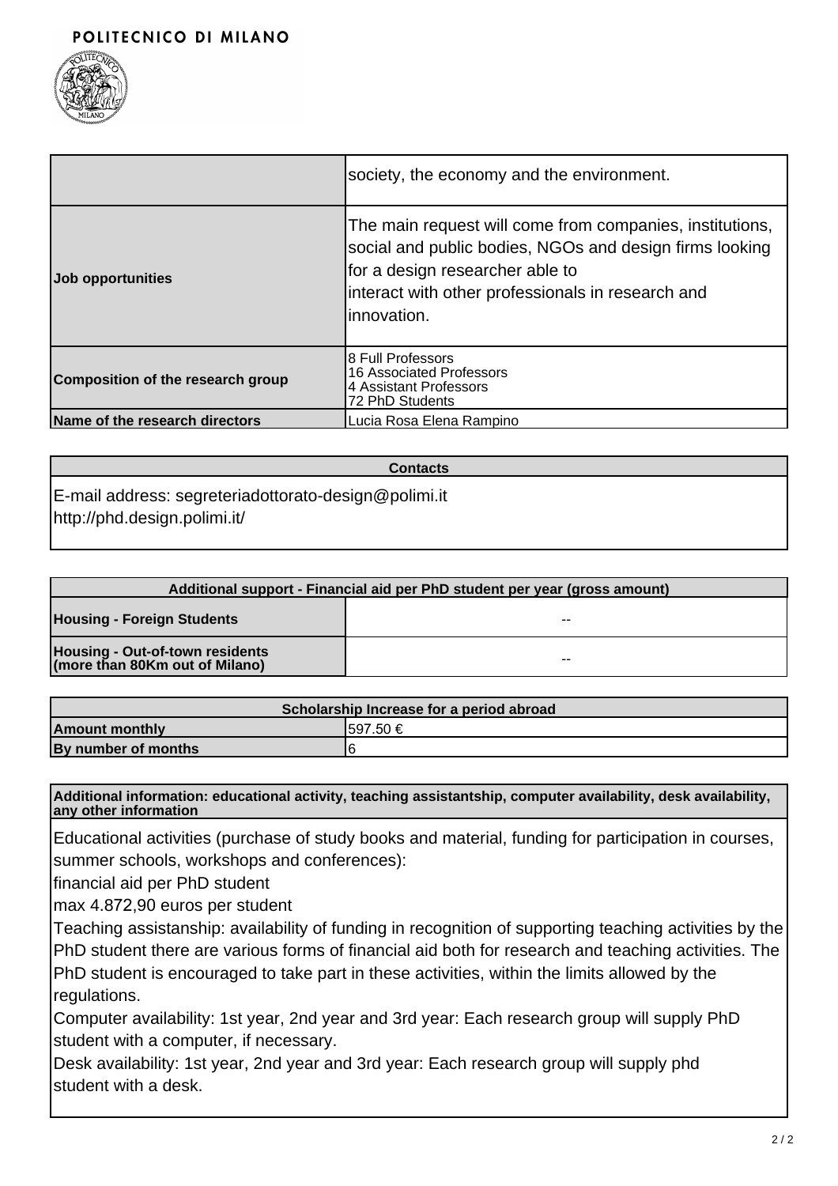| | |
|---|---|
| | society, the economy and the environment. |
| **Job opportunities** | The main request will come from companies, institutions, social and public bodies, NGOs and design firms looking for a design researcher able to interact with other professionals in research and innovation. |
| **Composition of the research group** | 8 Full Professors<br>16 Associated Professors<br>4 Assistant Professors<br>72 PhD Students |
| **Name of the research directors** | Lucia Rosa Elena Rampino |

| **Contacts** |
|---|
| E-mail address: segreteriadottorato-design@polimi.it<br>http://phd.design.polimi.it/ |

| **Additional support - Financial aid per PhD student per year (gross amount)** | |
|---|---|
| **Housing - Foreign Students** | -- |
| **Housing - Out-of-town residents (more than 80Km out of Milano)** | -- |

| **Scholarship Increase for a period abroad** | |
|---|---|
| **Amount monthly** | 597.50 € |
| **By number of months** | 6 |

| **Additional information: educational activity, teaching assistantship, computer availability, desk availability, any other information** |
|---|
| Educational activities (purchase of study books and material, funding for participation in courses, summer schools, workshops and conferences):<br>financial aid per PhD student<br>max 4.872,90 euros per student<br>Teaching assistanship: availability of funding in recognition of supporting teaching activities by the PhD student there are various forms of financial aid both for research and teaching activities. The PhD student is encouraged to take part in these activities, within the limits allowed by the regulations.<br>Computer availability: 1st year, 2nd year and 3rd year: Each research group will supply PhD student with a computer, if necessary.<br>Desk availability: 1st year, 2nd year and 3rd year: Each research group will supply phd student with a desk. |